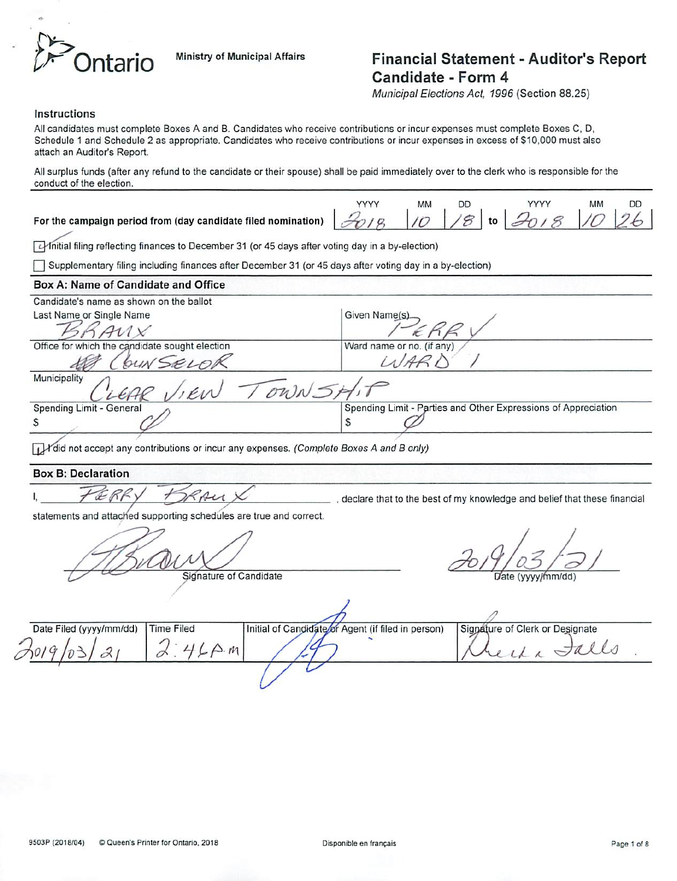Ontario

Ministry of Municipal Affairs

# Financial Statement - Auditor's Report Candidate - Form 4

*Municipal Elections Act, 1996* (Section 88.25)

## Instructions

All candidates must complete Boxes A and B. Candidates who receive contributions or incur expenses must complete Boxes C, D, Schedule 1 and Schedule 2 as appropriate. Candidates who receive contributions or incur expenses in excess of $10,000 must also attach an Auditor's Report.

All surplus funds (after any refund to the candidate or their spouse) shall be paid immediately over to the clerk who is responsible for the conduct of the election.

**For the campaign period from (day candidate filed nomination)** YYYY 2018 MM 10 DD 18 **to** YYYY 2018 MM 10 DD 26

☑ Initial filing reflecting finances to December 31 (or 45 days after voting day in a by-election)

☐ Supplementary filing including finances after December 31 (or 45 days after voting day in a by-election)

## Box A: Name of Candidate and Office

Candidate's name as shown on the ballot

| Last Name or Single Name | Given Name(s) |
|---|---|
| BRAUX | PERRY |
| **Office for which the candidate sought election** | **Ward name or no. (if any)** |
| COUNSELOR | WARD 1 |
| **Municipality** | |
| CLEAR VIEW TOWNSHIP | |
| **Spending Limit - General** | **Spending Limit - Parties and Other Expressions of Appreciation** |
| $ Ø | $ Ø |

☑ I did not accept any contributions or incur any expenses. *(Complete Boxes A and B only)*

## Box B: Declaration

I, PERRY BRAUX, declare that to the best of my knowledge and belief that these financial statements and attached supporting schedules are true and correct.

[Signature] Signature of Candidate

2019/03/21 Date (yyyy/mm/dd)

| Date Filed (yyyy/mm/dd) | Time Filed | Initial of Candidate or Agent (if filed in person) | Signature of Clerk or Designate |
|---|---|---|---|
| 2019/03/21 | 2:46 A.M | [Initials] | [Signature] |

9503P (2018/04) © Queen's Printer for Ontario, 2018

Disponible en français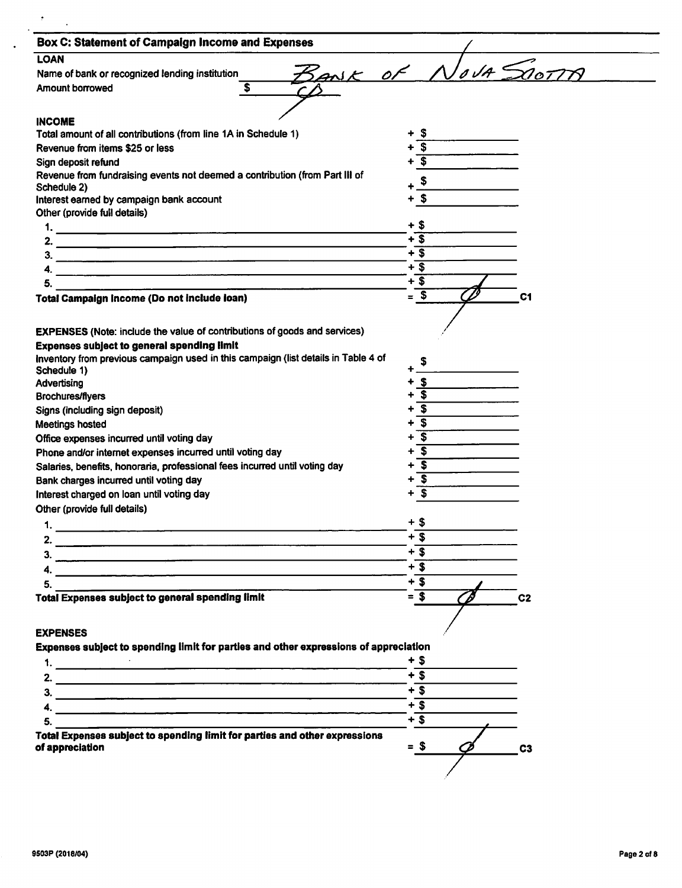## Box C: Statement of Campaign Income and Expenses

### LOAN

Name of bank or recognized lending institution: Bank of Nova Scotia

Amount borrowed: $ Ø

### INCOME

| | |
|---|---|
| Total amount of all contributions (from line 1A in Schedule 1) | + $ |
| Revenue from items $25 or less | + $ |
| Sign deposit refund | + $ |
| Revenue from fundraising events not deemed a contribution (from Part III of Schedule 2) | + $ |
| Interest earned by campaign bank account | + $ |
| Other (provide full details) | |
| 1. | + $ |
| 2. | + $ |
| 3. | + $ |
| 4. | + $ |
| 5. | + $ |
| **Total Campaign Income (Do not include loan)** | = $ Ø **C1** |

**EXPENSES** (Note: include the value of contributions of goods and services)

**Expenses subject to general spending limit**

| | |
|---|---|
| Inventory from previous campaign used in this campaign (list details in Table 4 of Schedule 1) | + $ |
| Advertising | + $ |
| Brochures/flyers | + $ |
| Signs (including sign deposit) | + $ |
| Meetings hosted | + $ |
| Office expenses incurred until voting day | + $ |
| Phone and/or internet expenses incurred until voting day | + $ |
| Salaries, benefits, honoraria, professional fees incurred until voting day | + $ |
| Bank charges incurred until voting day | + $ |
| Interest charged on loan until voting day | + $ |
| Other (provide full details) | |
| 1. | + $ |
| 2. | + $ |
| 3. | + $ |
| 4. | + $ |
| 5. | + $ |
| **Total Expenses subject to general spending limit** | = $ Ø **C2** |

### EXPENSES

**Expenses subject to spending limit for parties and other expressions of appreciation**

| | |
|---|---|
| 1. | + $ |
| 2. | + $ |
| 3. | + $ |
| 4. | + $ |
| 5. | + $ |
| **Total Expenses subject to spending limit for parties and other expressions of appreciation** | = $ Ø **C3** |

9503P (2018/04)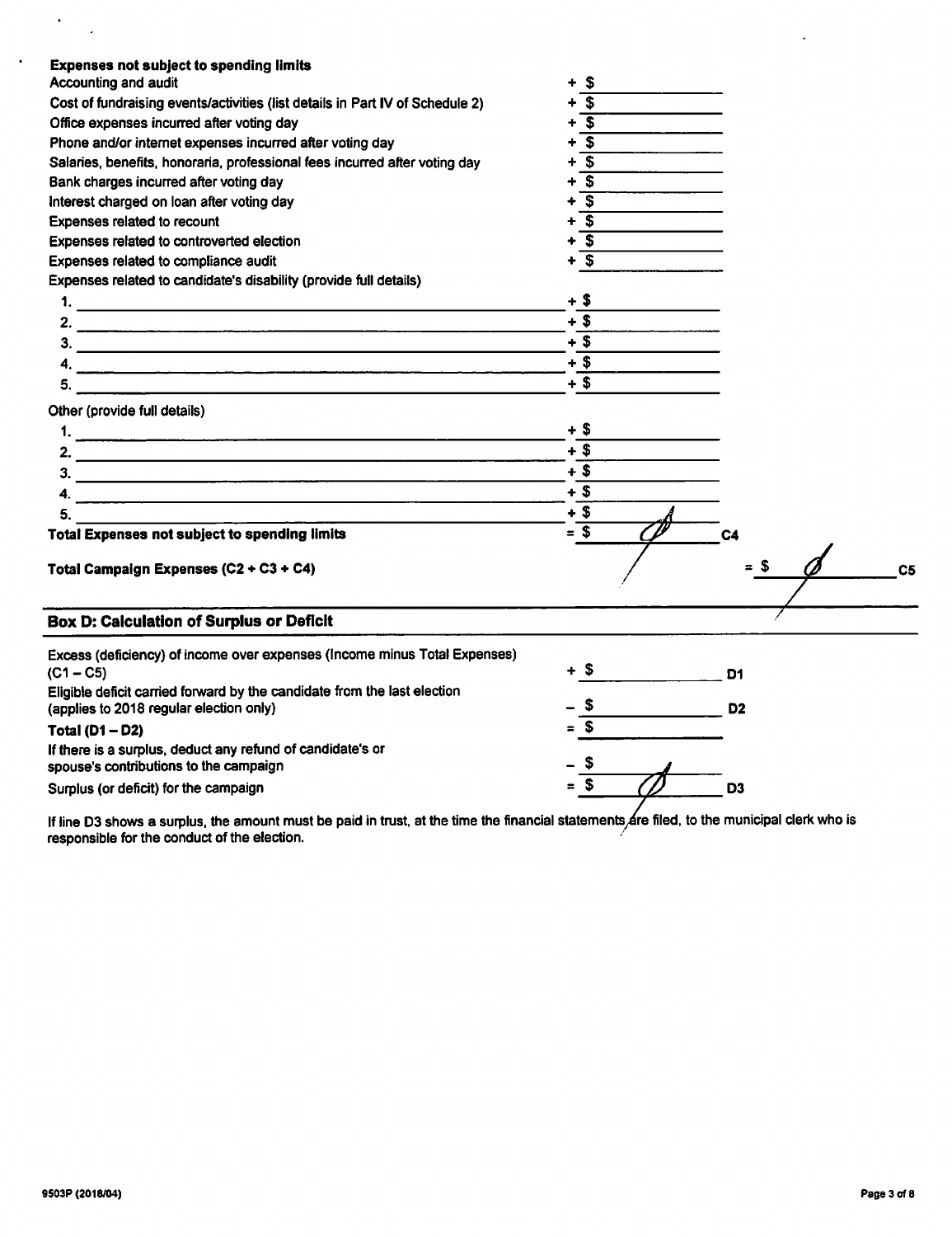**Expenses not subject to spending limits**

| | | |
|---|---|---|
| Accounting and audit | + $ | |
| Cost of fundraising events/activities (list details in Part IV of Schedule 2) | + $ | |
| Office expenses incurred after voting day | + $ | |
| Phone and/or internet expenses incurred after voting day | + $ | |
| Salaries, benefits, honoraria, professional fees incurred after voting day | + $ | |
| Bank charges incurred after voting day | + $ | |
| Interest charged on loan after voting day | + $ | |
| Expenses related to recount | + $ | |
| Expenses related to controverted election | + $ | |
| Expenses related to compliance audit | + $ | |
| Expenses related to candidate's disability (provide full details) | | |
| 1. | + $ | |
| 2. | + $ | |
| 3. | + $ | |
| 4. | + $ | |
| 5. | + $ | |
| Other (provide full details) | | |
| 1. | + $ | |
| 2. | + $ | |
| 3. | + $ | |
| 4. | + $ | |
| 5. | + $ | |
| **Total Expenses not subject to spending limits** | = $ Ø | C4 |
| **Total Campaign Expenses (C2 + C3 + C4)** | = $ Ø | C5 |

## Box D: Calculation of Surplus or Deficit

| | | |
|---|---|---|
| Excess (deficiency) of income over expenses (Income minus Total Expenses) (C1 – C5) | + $ | D1 |
| Eligible deficit carried forward by the candidate from the last election (applies to 2018 regular election only) | – $ | D2 |
| **Total (D1 – D2)** | = $ | |
| If there is a surplus, deduct any refund of candidate's or spouse's contributions to the campaign | – $ | |
| Surplus (or deficit) for the campaign | = $ Ø | D3 |

If line D3 shows a surplus, the amount must be paid in trust, at the time the financial statements are filed, to the municipal clerk who is responsible for the conduct of the election.

9503P (2018/04)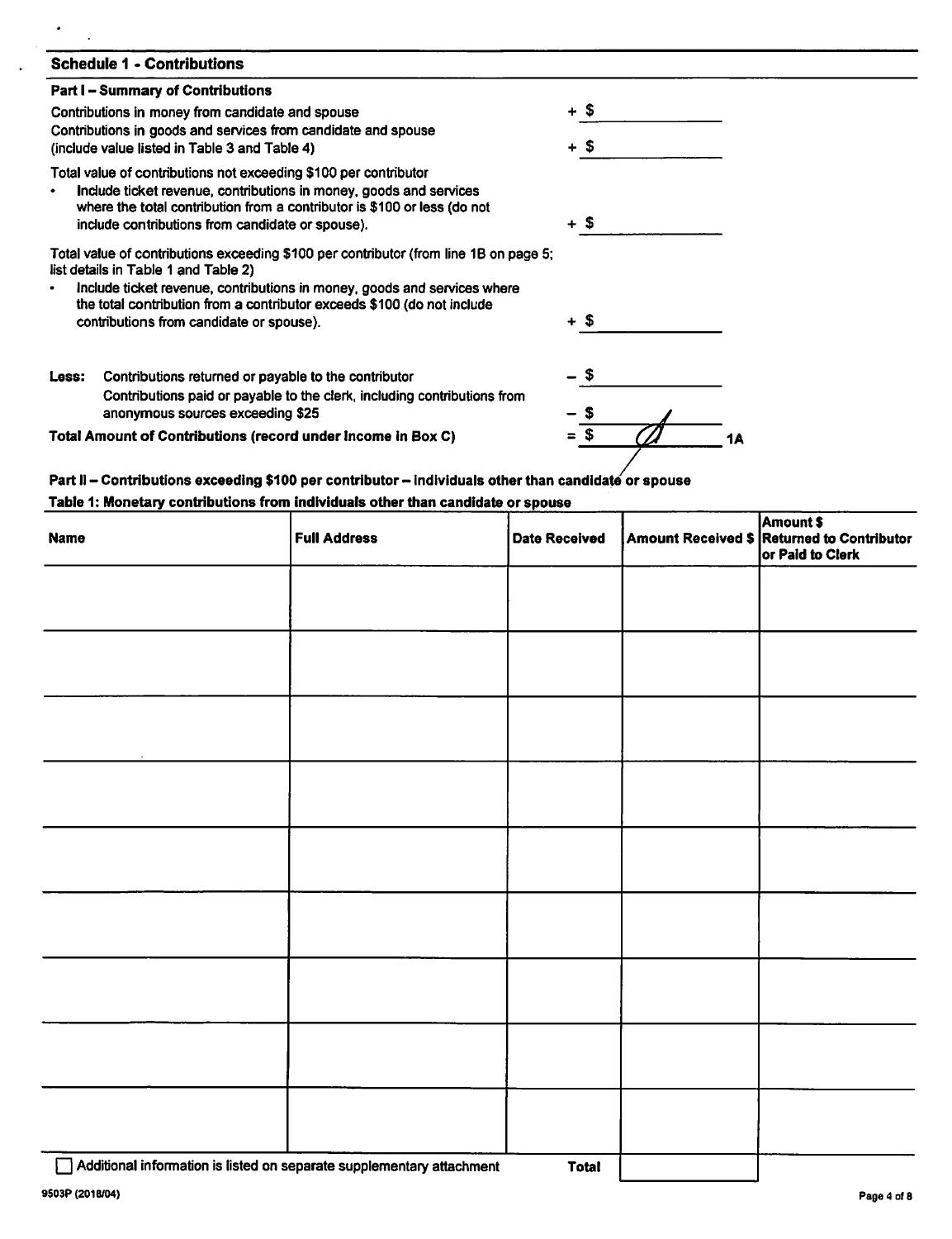## Schedule 1 - Contributions

### Part I – Summary of Contributions

| | |
|---|---|
| Contributions in money from candidate and spouse | + $ |
| Contributions in goods and services from candidate and spouse (include value listed in Table 3 and Table 4) | + $ |
| Total value of contributions not exceeding $100 per contributor<br>• Include ticket revenue, contributions in money, goods and services where the total contribution from a contributor is $100 or less (do not include contributions from candidate or spouse). | + $ |
| Total value of contributions exceeding $100 per contributor (from line 1B on page 5; list details in Table 1 and Table 2)<br>• Include ticket revenue, contributions in money, goods and services where the total contribution from a contributor exceeds $100 (do not include contributions from candidate or spouse). | + $ |
| **Less:** Contributions returned or payable to the contributor | – $ |
| Contributions paid or payable to the clerk, including contributions from anonymous sources exceeding $25 | – $ |
| **Total Amount of Contributions (record under Income in Box C)** | = $ Ø **1A** |

### Part II – Contributions exceeding $100 per contributor – individuals other than candidate or spouse

**Table 1: Monetary contributions from individuals other than candidate or spouse**

| Name | Full Address | Date Received | Amount Received $ | Amount $ Returned to Contributor or Paid to Clerk |
|---|---|---|---|---|
| | | | | |
| | | | | |
| | | | | |
| | | | | |
| | | | | |
| | | | | |
| | | | | |
| | | | | |
| | | | | |
| ☐ Additional information is listed on separate supplementary attachment | | **Total** | | |

9503P (2018/04)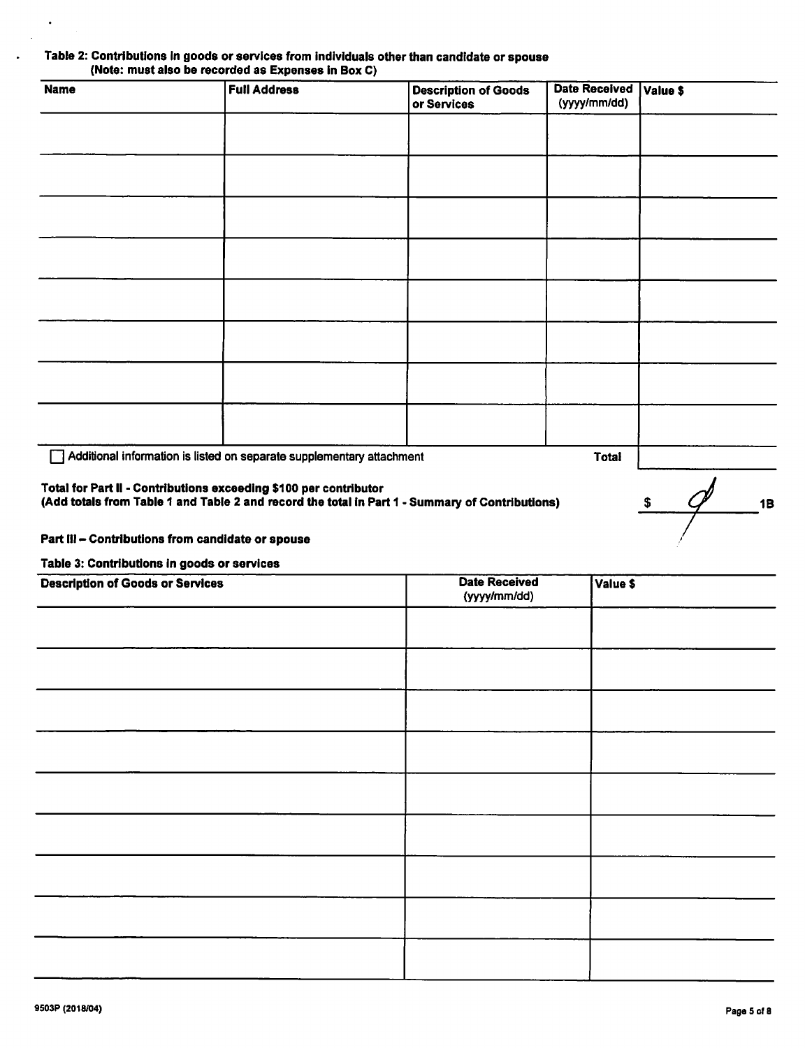**Table 2: Contributions in goods or services from individuals other than candidate or spouse**
**(Note: must also be recorded as Expenses in Box C)**

| Name | Full Address | Description of Goods or Services | Date Received (yyyy/mm/dd) | Value $ |
|---|---|---|---|---|
| | | | | |
| | | | | |
| | | | | |
| | | | | |
| | | | | |
| | | | | |
| | | | | |
| | | | | |
| | | | **Total** | |

☐ Additional information is listed on separate supplementary attachment

**Total for Part II - Contributions exceeding $100 per contributor**
**(Add totals from Table 1 and Table 2 and record the total in Part 1 - Summary of Contributions)** $ Ø **1B**

**Part III – Contributions from candidate or spouse**

**Table 3: Contributions in goods or services**

| Description of Goods or Services | Date Received (yyyy/mm/dd) | Value $ |
|---|---|---|
| | | |
| | | |
| | | |
| | | |
| | | |
| | | |
| | | |
| | | |
| | | |

9503P (2018/04)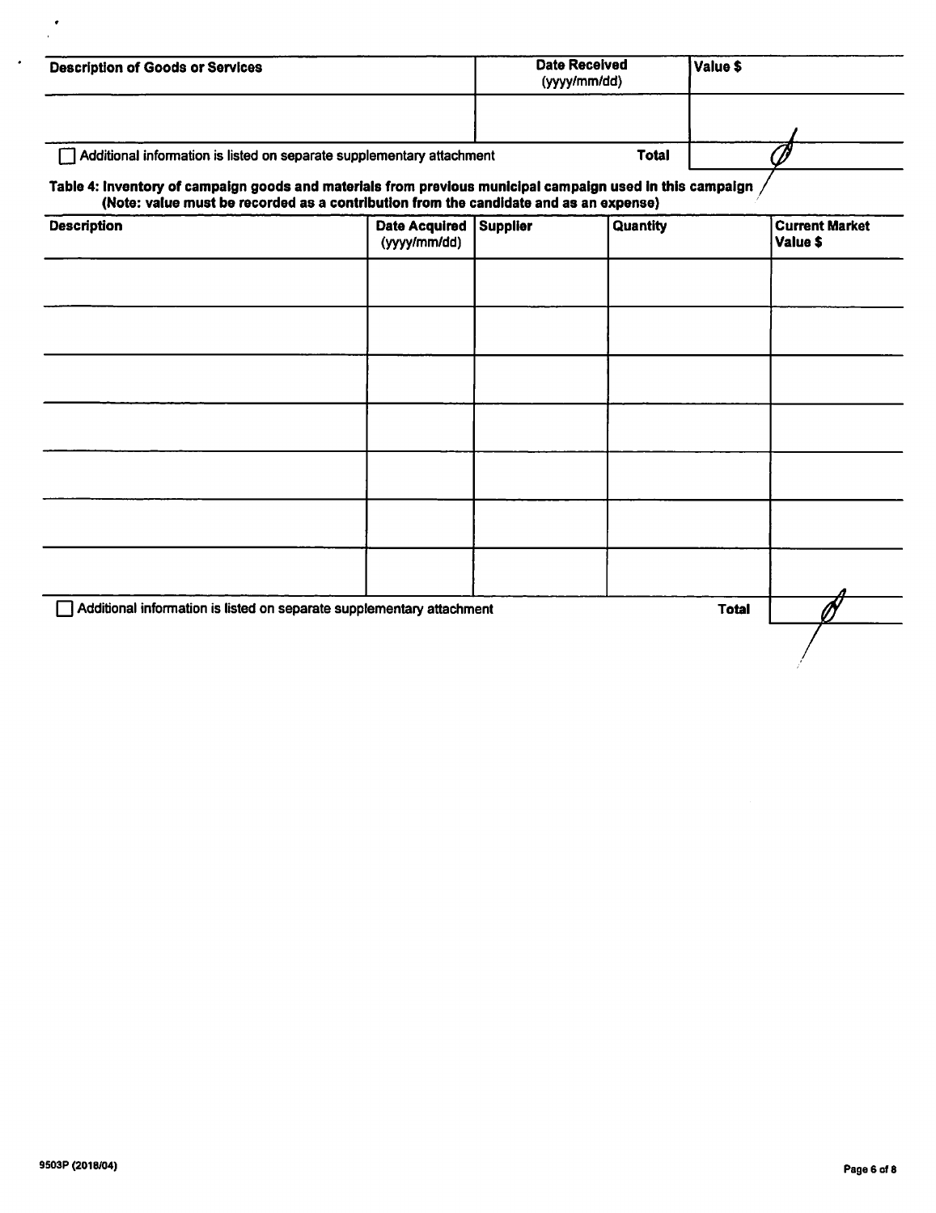| Description of Goods or Services | Date Received (yyyy/mm/dd) | Value $ |
|---|---|---|
| | | |

☐ Additional information is listed on separate supplementary attachment

| | Total | Ø |
|---|---|---|

**Table 4: Inventory of campaign goods and materials from previous municipal campaign used in this campaign (Note: value must be recorded as a contribution from the candidate and as an expense)**

| Description | Date Acquired (yyyy/mm/dd) | Supplier | Quantity | Current Market Value $ |
|---|---|---|---|---|
| | | | | |
| | | | | |
| | | | | |
| | | | | |
| | | | | |
| | | | | |
| | | | | |

☐ Additional information is listed on separate supplementary attachment

| | Total | Ø |
|---|---|---|

9503P (2018/04)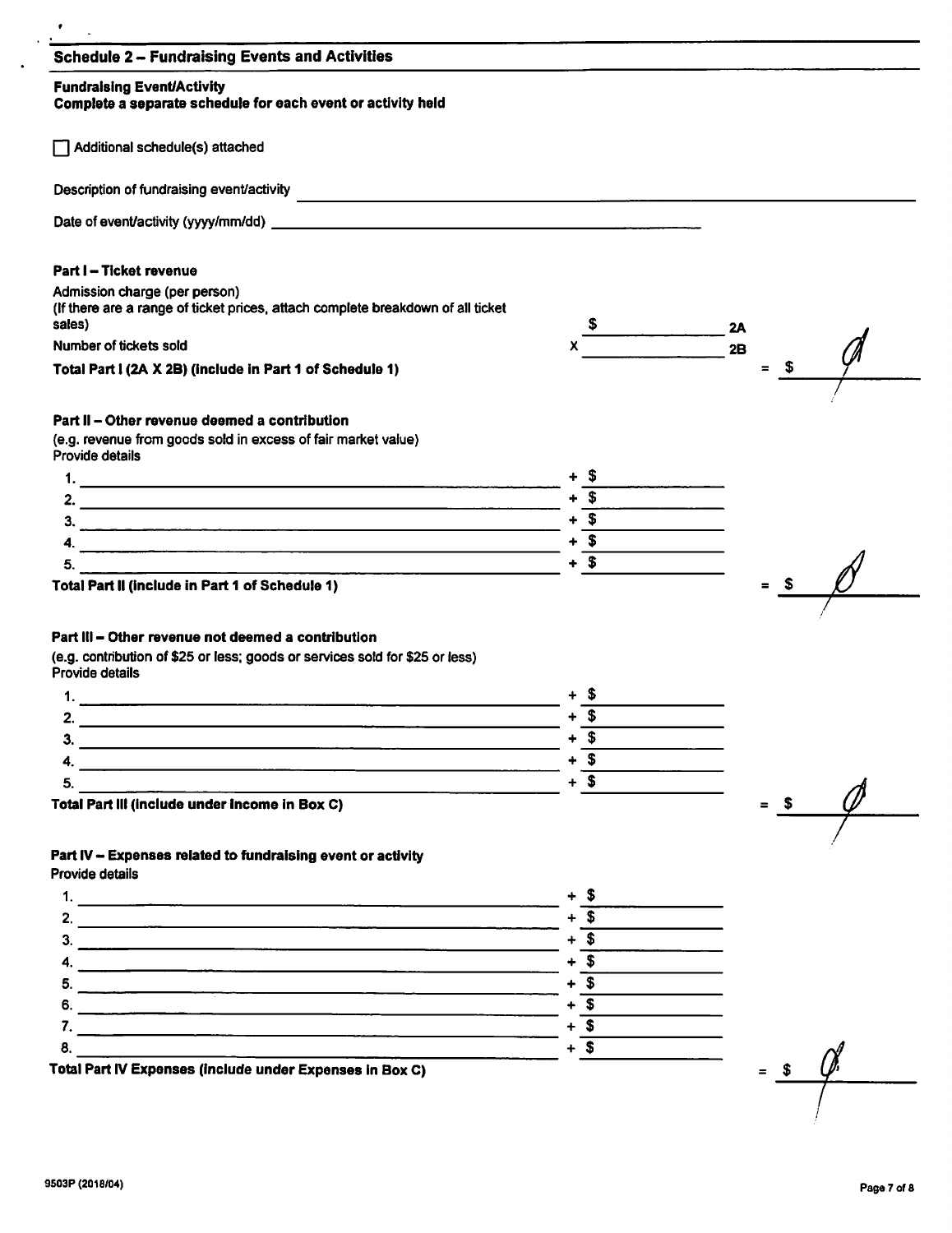## Schedule 2 – Fundraising Events and Activities

**Fundraising Event/Activity**
**Complete a separate schedule for each event or activity held**

☐ Additional schedule(s) attached

Description of fundraising event/activity ______________________

Date of event/activity (yyyy/mm/dd) ______________________

### Part I – Ticket revenue

Admission charge (per person)
(If there are a range of ticket prices, attach complete breakdown of all ticket sales) $ ________ 2A

Number of tickets sold X ________ 2B

**Total Part I (2A X 2B) (Include in Part 1 of Schedule 1)** = $ Ø

### Part II – Other revenue deemed a contribution

(e.g. revenue from goods sold in excess of fair market value)
Provide details

1. ________ + $ ________
2. ________ + $ ________
3. ________ + $ ________
4. ________ + $ ________
5. ________ + $ ________

**Total Part II (Include in Part 1 of Schedule 1)** = $ Ø

### Part III – Other revenue not deemed a contribution

(e.g. contribution of $25 or less; goods or services sold for $25 or less)
Provide details

1. ________ + $ ________
2. ________ + $ ________
3. ________ + $ ________
4. ________ + $ ________
5. ________ + $ ________

**Total Part III (Include under Income in Box C)** = $ Ø

### Part IV – Expenses related to fundraising event or activity

Provide details

1. ________ + $ ________
2. ________ + $ ________
3. ________ + $ ________
4. ________ + $ ________
5. ________ + $ ________
6. ________ + $ ________
7. ________ + $ ________
8. ________ + $ ________

**Total Part IV Expenses (Include under Expenses in Box C)** = $ Ø

9503P (2018/04)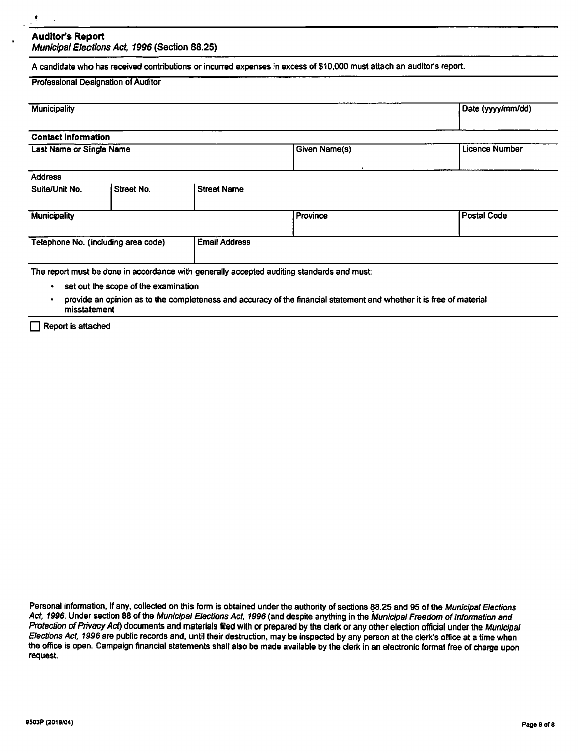## Auditor's Report

*Municipal Elections Act, 1996* (Section 88.25)

A candidate who has received contributions or incurred expenses in excess of $10,000 must attach an auditor's report.

Professional Designation of Auditor

| Municipality | | | Date (yyyy/mm/dd) |
|---|---|---|---|
| | | | |

**Contact Information**

| Last Name or Single Name | Given Name(s) | Licence Number |
|---|---|---|
| | | |

Address

| Suite/Unit No. | Street No. | Street Name |
|---|---|---|
| | | |

| Municipality | Province | Postal Code |
|---|---|---|
| | | |

| Telephone No. (including area code) | Email Address |
|---|---|
| | |

The report must be done in accordance with generally accepted auditing standards and must:

- set out the scope of the examination
- provide an opinion as to the completeness and accuracy of the financial statement and whether it is free of material misstatement

☐ Report is attached

Personal information, if any, collected on this form is obtained under the authority of sections 88.25 and 95 of the *Municipal Elections Act, 1996*. Under section 88 of the *Municipal Elections Act, 1996* (and despite anything in the *Municipal Freedom of Information and Protection of Privacy Act*) documents and materials filed with or prepared by the clerk or any other election official under the *Municipal Elections Act, 1996* are public records and, until their destruction, may be inspected by any person at the clerk's office at a time when the office is open. Campaign financial statements shall also be made available by the clerk in an electronic format free of charge upon request.

9503P (2018/04)